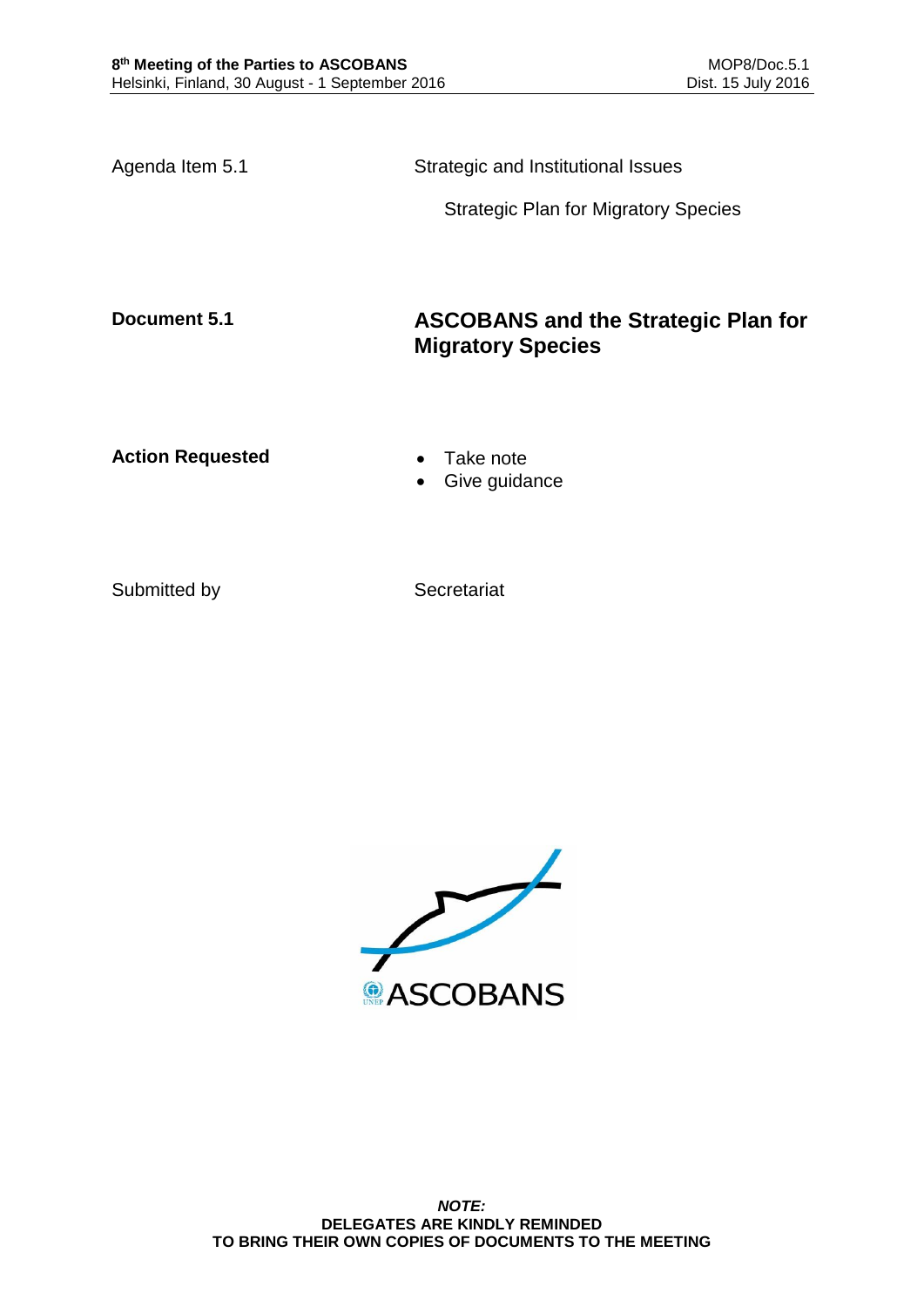| | |
|---|---|
| Agenda Item 5.1 | Strategic and Institutional Issues |
| | Strategic Plan for Migratory Species |

**Document 5.1** — **ASCOBANS and the Strategic Plan for Migratory Species**

**Action Requested**

- Take note
- Give guidance

Submitted by: Secretariat

***NOTE:***
**DELEGATES ARE KINDLY REMINDED TO BRING THEIR OWN COPIES OF DOCUMENTS TO THE MEETING**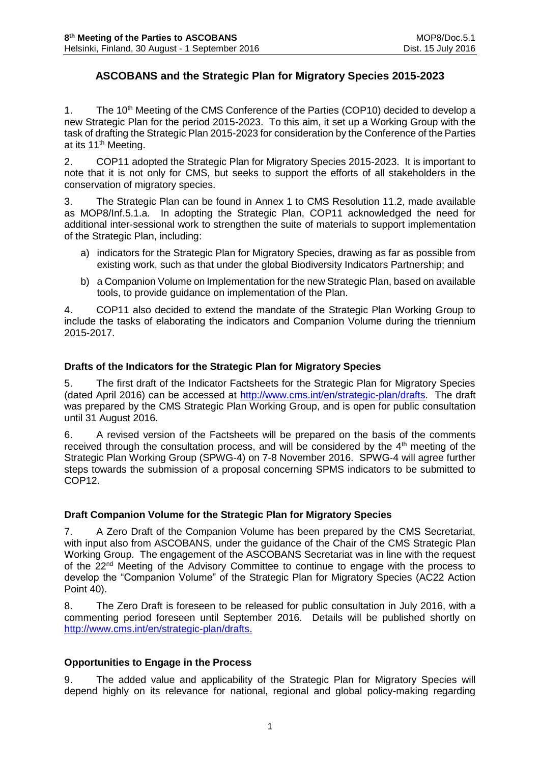## ASCOBANS and the Strategic Plan for Migratory Species 2015-2023

1. The 10th Meeting of the CMS Conference of the Parties (COP10) decided to develop a new Strategic Plan for the period 2015-2023. To this aim, it set up a Working Group with the task of drafting the Strategic Plan 2015-2023 for consideration by the Conference of the Parties at its 11th Meeting.

2. COP11 adopted the Strategic Plan for Migratory Species 2015-2023. It is important to note that it is not only for CMS, but seeks to support the efforts of all stakeholders in the conservation of migratory species.

3. The Strategic Plan can be found in Annex 1 to CMS Resolution 11.2, made available as MOP8/Inf.5.1.a. In adopting the Strategic Plan, COP11 acknowledged the need for additional inter-sessional work to strengthen the suite of materials to support implementation of the Strategic Plan, including:

   a) indicators for the Strategic Plan for Migratory Species, drawing as far as possible from existing work, such as that under the global Biodiversity Indicators Partnership; and

   b) a Companion Volume on Implementation for the new Strategic Plan, based on available tools, to provide guidance on implementation of the Plan.

4. COP11 also decided to extend the mandate of the Strategic Plan Working Group to include the tasks of elaborating the indicators and Companion Volume during the triennium 2015-2017.

### Drafts of the Indicators for the Strategic Plan for Migratory Species

5. The first draft of the Indicator Factsheets for the Strategic Plan for Migratory Species (dated April 2016) can be accessed at http://www.cms.int/en/strategic-plan/drafts. The draft was prepared by the CMS Strategic Plan Working Group, and is open for public consultation until 31 August 2016.

6. A revised version of the Factsheets will be prepared on the basis of the comments received through the consultation process, and will be considered by the 4th meeting of the Strategic Plan Working Group (SPWG-4) on 7-8 November 2016. SPWG-4 will agree further steps towards the submission of a proposal concerning SPMS indicators to be submitted to COP12.

### Draft Companion Volume for the Strategic Plan for Migratory Species

7. A Zero Draft of the Companion Volume has been prepared by the CMS Secretariat, with input also from ASCOBANS, under the guidance of the Chair of the CMS Strategic Plan Working Group. The engagement of the ASCOBANS Secretariat was in line with the request of the 22nd Meeting of the Advisory Committee to continue to engage with the process to develop the "Companion Volume" of the Strategic Plan for Migratory Species (AC22 Action Point 40).

8. The Zero Draft is foreseen to be released for public consultation in July 2016, with a commenting period foreseen until September 2016. Details will be published shortly on http://www.cms.int/en/strategic-plan/drafts.

### Opportunities to Engage in the Process

9. The added value and applicability of the Strategic Plan for Migratory Species will depend highly on its relevance for national, regional and global policy-making regarding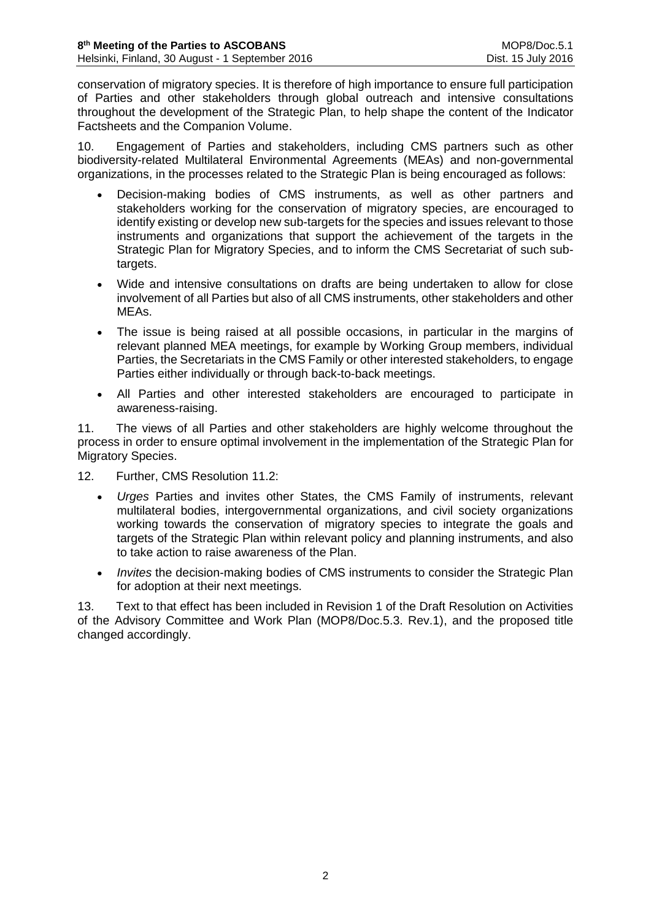conservation of migratory species. It is therefore of high importance to ensure full participation of Parties and other stakeholders through global outreach and intensive consultations throughout the development of the Strategic Plan, to help shape the content of the Indicator Factsheets and the Companion Volume.

10. Engagement of Parties and stakeholders, including CMS partners such as other biodiversity-related Multilateral Environmental Agreements (MEAs) and non-governmental organizations, in the processes related to the Strategic Plan is being encouraged as follows:

- Decision-making bodies of CMS instruments, as well as other partners and stakeholders working for the conservation of migratory species, are encouraged to identify existing or develop new sub-targets for the species and issues relevant to those instruments and organizations that support the achievement of the targets in the Strategic Plan for Migratory Species, and to inform the CMS Secretariat of such sub-targets.
- Wide and intensive consultations on drafts are being undertaken to allow for close involvement of all Parties but also of all CMS instruments, other stakeholders and other MEAs.
- The issue is being raised at all possible occasions, in particular in the margins of relevant planned MEA meetings, for example by Working Group members, individual Parties, the Secretariats in the CMS Family or other interested stakeholders, to engage Parties either individually or through back-to-back meetings.
- All Parties and other interested stakeholders are encouraged to participate in awareness-raising.

11. The views of all Parties and other stakeholders are highly welcome throughout the process in order to ensure optimal involvement in the implementation of the Strategic Plan for Migratory Species.

12. Further, CMS Resolution 11.2:

- *Urges* Parties and invites other States, the CMS Family of instruments, relevant multilateral bodies, intergovernmental organizations, and civil society organizations working towards the conservation of migratory species to integrate the goals and targets of the Strategic Plan within relevant policy and planning instruments, and also to take action to raise awareness of the Plan.
- *Invites* the decision-making bodies of CMS instruments to consider the Strategic Plan for adoption at their next meetings.

13. Text to that effect has been included in Revision 1 of the Draft Resolution on Activities of the Advisory Committee and Work Plan (MOP8/Doc.5.3. Rev.1), and the proposed title changed accordingly.